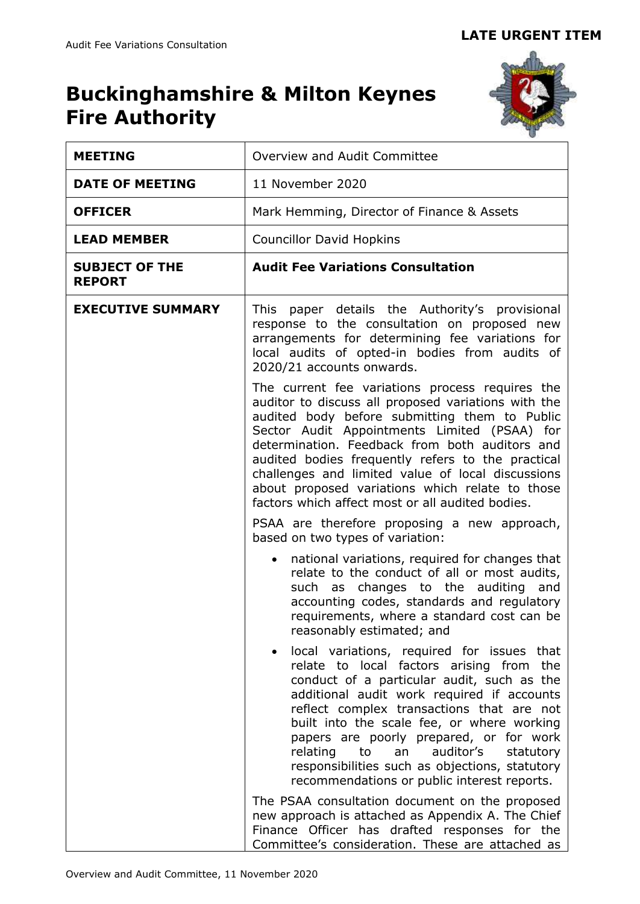**LATE URGENT ITEM**

# Buckinghamshire & Milton Keynes Fire Authority

| MEETING | Overview and Audit Committee |
| --- | --- |
| **DATE OF MEETING** | 11 November 2020 |
| **OFFICER** | Mark Hemming, Director of Finance & Assets |
| **LEAD MEMBER** | Councillor David Hopkins |
| **SUBJECT OF THE REPORT** | **Audit Fee Variations Consultation** |
| **EXECUTIVE SUMMARY** | This paper details the Authority's provisional response to the consultation on proposed new arrangements for determining fee variations for local audits of opted-in bodies from audits of 2020/21 accounts onwards.<br><br>The current fee variations process requires the auditor to discuss all proposed variations with the audited body before submitting them to Public Sector Audit Appointments Limited (PSAA) for determination. Feedback from both auditors and audited bodies frequently refers to the practical challenges and limited value of local discussions about proposed variations which relate to those factors which affect most or all audited bodies.<br><br>PSAA are therefore proposing a new approach, based on two types of variation:<br><br>• national variations, required for changes that relate to the conduct of all or most audits, such as changes to the auditing and accounting codes, standards and regulatory requirements, where a standard cost can be reasonably estimated; and<br><br>• local variations, required for issues that relate to local factors arising from the conduct of a particular audit, such as the additional audit work required if accounts reflect complex transactions that are not built into the scale fee, or where working papers are poorly prepared, or for work relating to an auditor's statutory responsibilities such as objections, statutory recommendations or public interest reports.<br><br>The PSAA consultation document on the proposed new approach is attached as Appendix A. The Chief Finance Officer has drafted responses for the Committee's consideration. These are attached as |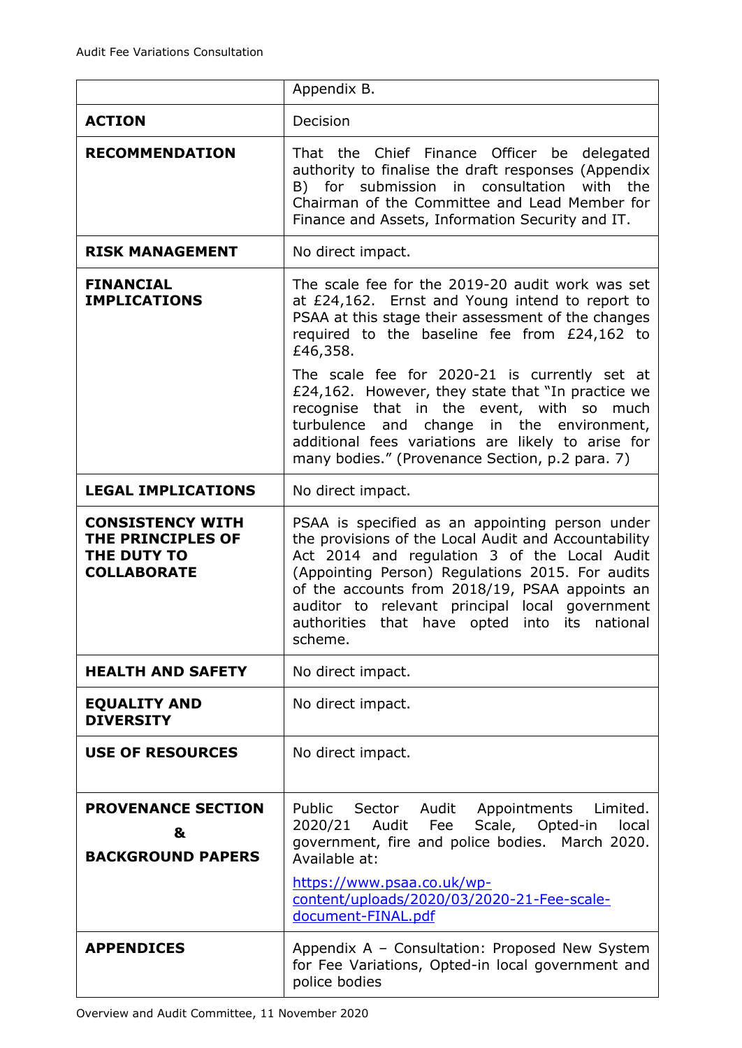| | |
|---|---|
| | Appendix B. |
| **ACTION** | Decision |
| **RECOMMENDATION** | That the Chief Finance Officer be delegated authority to finalise the draft responses (Appendix B) for submission in consultation with the Chairman of the Committee and Lead Member for Finance and Assets, Information Security and IT. |
| **RISK MANAGEMENT** | No direct impact. |
| **FINANCIAL IMPLICATIONS** | The scale fee for the 2019-20 audit work was set at £24,162. Ernst and Young intend to report to PSAA at this stage their assessment of the changes required to the baseline fee from £24,162 to £46,358.<br><br>The scale fee for 2020-21 is currently set at £24,162. However, they state that "In practice we recognise that in the event, with so much turbulence and change in the environment, additional fees variations are likely to arise for many bodies." (Provenance Section, p.2 para. 7) |
| **LEGAL IMPLICATIONS** | No direct impact. |
| **CONSISTENCY WITH THE PRINCIPLES OF THE DUTY TO COLLABORATE** | PSAA is specified as an appointing person under the provisions of the Local Audit and Accountability Act 2014 and regulation 3 of the Local Audit (Appointing Person) Regulations 2015. For audits of the accounts from 2018/19, PSAA appoints an auditor to relevant principal local government authorities that have opted into its national scheme. |
| **HEALTH AND SAFETY** | No direct impact. |
| **EQUALITY AND DIVERSITY** | No direct impact. |
| **USE OF RESOURCES** | No direct impact. |
| **PROVENANCE SECTION & BACKGROUND PAPERS** | Public Sector Audit Appointments Limited. 2020/21 Audit Fee Scale, Opted-in local government, fire and police bodies. March 2020. Available at:<br><br>[https://www.psaa.co.uk/wp-content/uploads/2020/03/2020-21-Fee-scale-document-FINAL.pdf](https://www.psaa.co.uk/wp-content/uploads/2020/03/2020-21-Fee-scale-document-FINAL.pdf) |
| **APPENDICES** | Appendix A – Consultation: Proposed New System for Fee Variations, Opted-in local government and police bodies |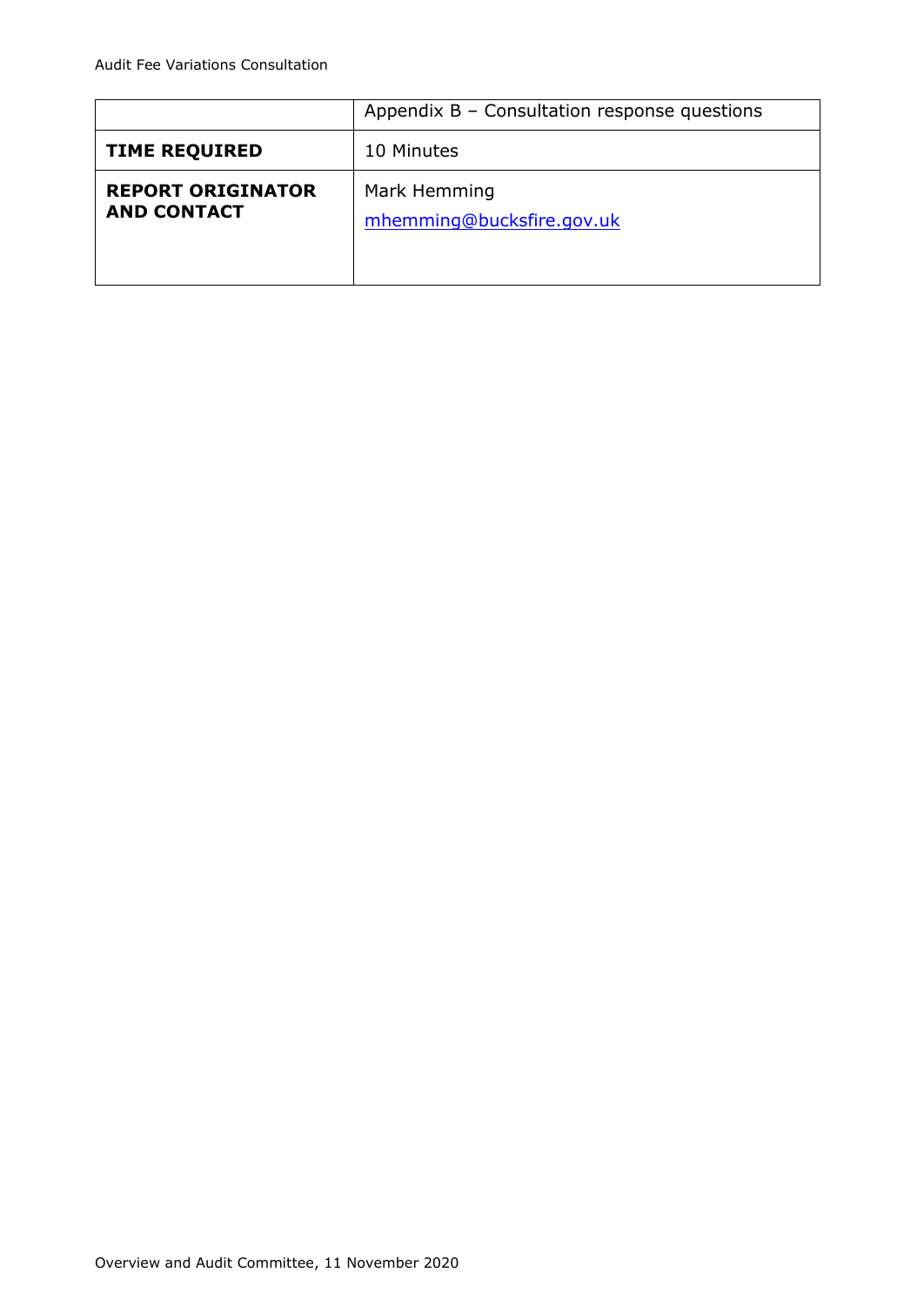| | Appendix B – Consultation response questions |
|---|---|
| **TIME REQUIRED** | 10 Minutes |
| **REPORT ORIGINATOR AND CONTACT** | Mark Hemming<br>mhemming@bucksfire.gov.uk |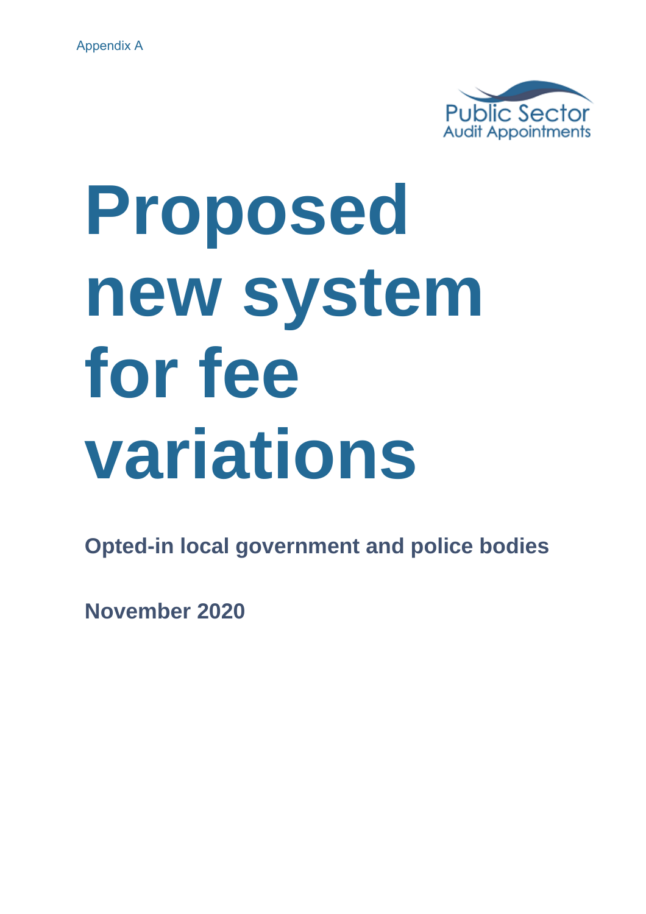Appendix A

Public Sector
Audit Appointments

# Proposed new system for fee variations

**Opted-in local government and police bodies**

**November 2020**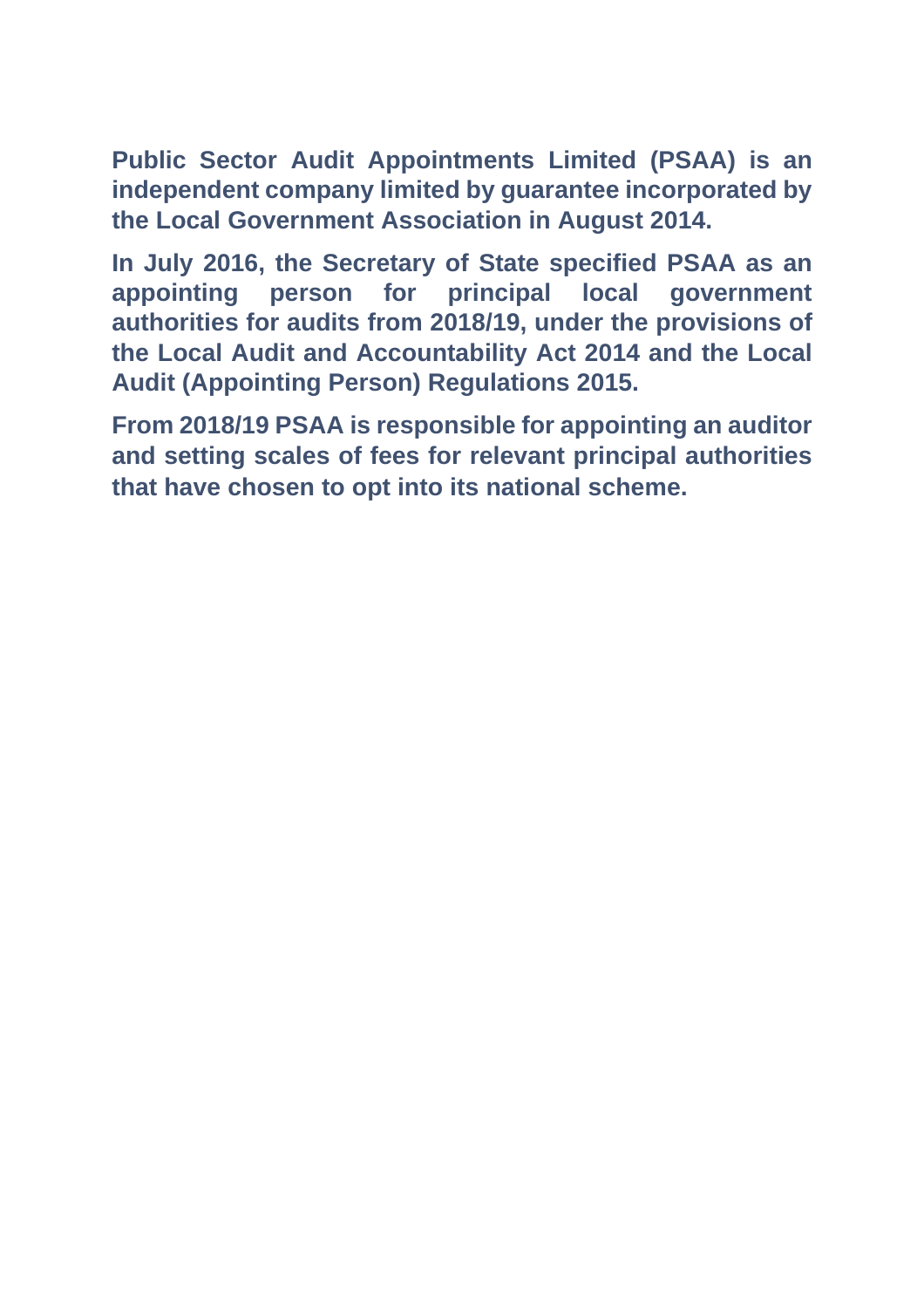**Public Sector Audit Appointments Limited (PSAA) is an independent company limited by guarantee incorporated by the Local Government Association in August 2014.**

**In July 2016, the Secretary of State specified PSAA as an appointing person for principal local government authorities for audits from 2018/19, under the provisions of the Local Audit and Accountability Act 2014 and the Local Audit (Appointing Person) Regulations 2015.**

**From 2018/19 PSAA is responsible for appointing an auditor and setting scales of fees for relevant principal authorities that have chosen to opt into its national scheme.**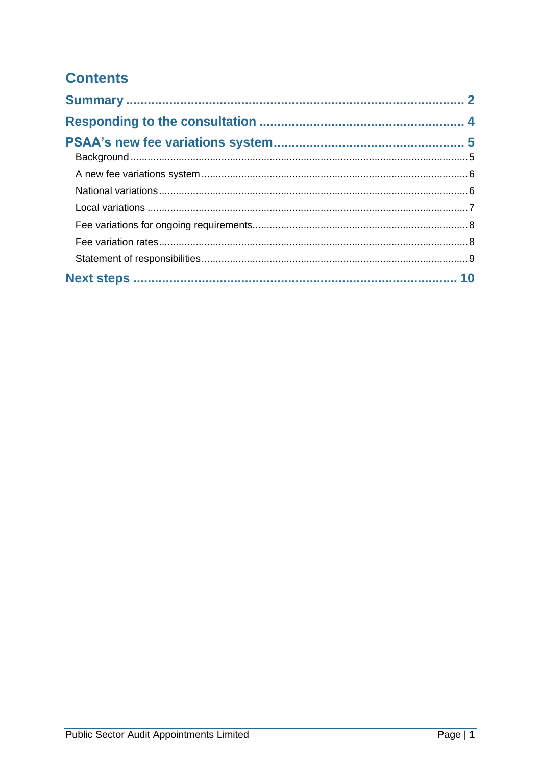# Contents

Summary ........................................................................................ 2

Responding to the consultation ..................................................... 4

PSAA's new fee variations system.................................................. 5

- Background ........................................................................................ 5
- A new fee variations system ................................................................ 6
- National variations .............................................................................. 6
- Local variations ................................................................................... 7
- Fee variations for ongoing requirements .............................................. 8
- Fee variation rates ............................................................................... 8
- Statement of responsibilities ................................................................ 9

Next steps ..................................................................................... 10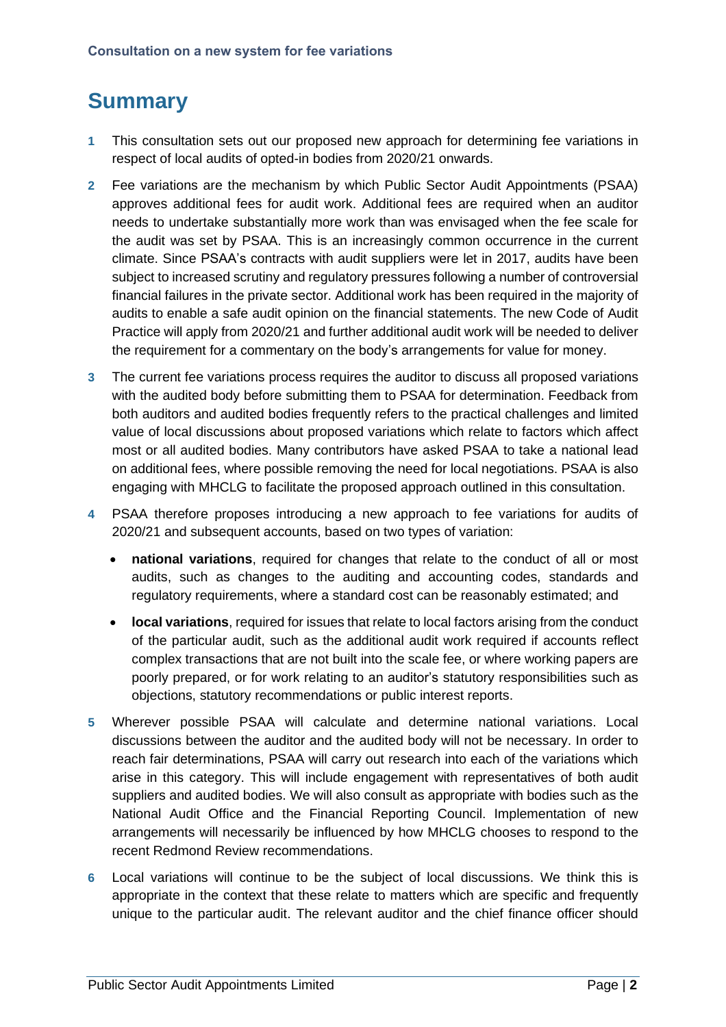# Summary

**1** This consultation sets out our proposed new approach for determining fee variations in respect of local audits of opted-in bodies from 2020/21 onwards.

**2** Fee variations are the mechanism by which Public Sector Audit Appointments (PSAA) approves additional fees for audit work. Additional fees are required when an auditor needs to undertake substantially more work than was envisaged when the fee scale for the audit was set by PSAA. This is an increasingly common occurrence in the current climate. Since PSAA's contracts with audit suppliers were let in 2017, audits have been subject to increased scrutiny and regulatory pressures following a number of controversial financial failures in the private sector. Additional work has been required in the majority of audits to enable a safe audit opinion on the financial statements. The new Code of Audit Practice will apply from 2020/21 and further additional audit work will be needed to deliver the requirement for a commentary on the body's arrangements for value for money.

**3** The current fee variations process requires the auditor to discuss all proposed variations with the audited body before submitting them to PSAA for determination. Feedback from both auditors and audited bodies frequently refers to the practical challenges and limited value of local discussions about proposed variations which relate to factors which affect most or all audited bodies. Many contributors have asked PSAA to take a national lead on additional fees, where possible removing the need for local negotiations. PSAA is also engaging with MHCLG to facilitate the proposed approach outlined in this consultation.

**4** PSAA therefore proposes introducing a new approach to fee variations for audits of 2020/21 and subsequent accounts, based on two types of variation:

- **national variations**, required for changes that relate to the conduct of all or most audits, such as changes to the auditing and accounting codes, standards and regulatory requirements, where a standard cost can be reasonably estimated; and
- **local variations**, required for issues that relate to local factors arising from the conduct of the particular audit, such as the additional audit work required if accounts reflect complex transactions that are not built into the scale fee, or where working papers are poorly prepared, or for work relating to an auditor's statutory responsibilities such as objections, statutory recommendations or public interest reports.

**5** Wherever possible PSAA will calculate and determine national variations. Local discussions between the auditor and the audited body will not be necessary. In order to reach fair determinations, PSAA will carry out research into each of the variations which arise in this category. This will include engagement with representatives of both audit suppliers and audited bodies. We will also consult as appropriate with bodies such as the National Audit Office and the Financial Reporting Council. Implementation of new arrangements will necessarily be influenced by how MHCLG chooses to respond to the recent Redmond Review recommendations.

**6** Local variations will continue to be the subject of local discussions. We think this is appropriate in the context that these relate to matters which are specific and frequently unique to the particular audit. The relevant auditor and the chief finance officer should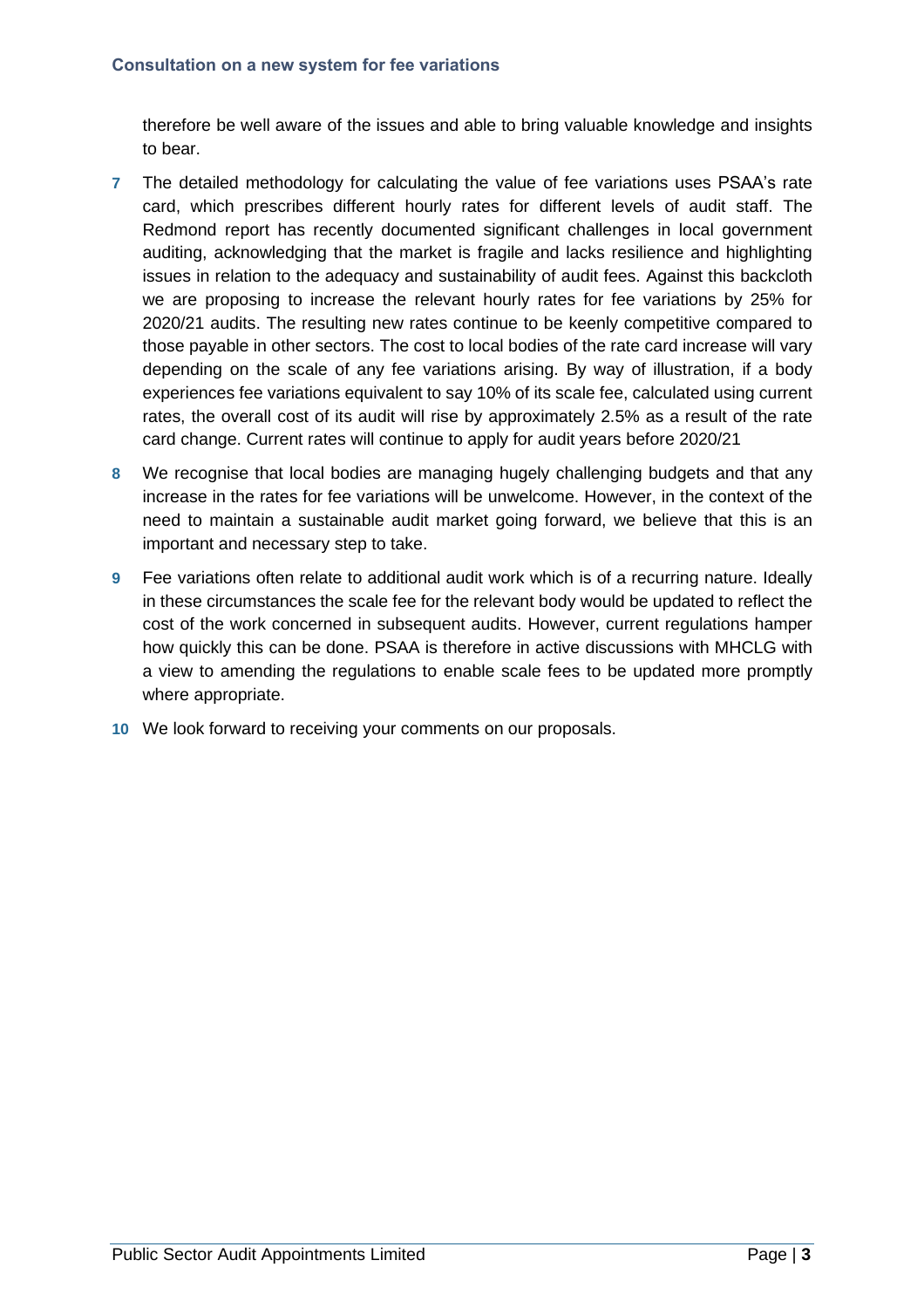therefore be well aware of the issues and able to bring valuable knowledge and insights to bear.

**7** The detailed methodology for calculating the value of fee variations uses PSAA's rate card, which prescribes different hourly rates for different levels of audit staff. The Redmond report has recently documented significant challenges in local government auditing, acknowledging that the market is fragile and lacks resilience and highlighting issues in relation to the adequacy and sustainability of audit fees. Against this backcloth we are proposing to increase the relevant hourly rates for fee variations by 25% for 2020/21 audits. The resulting new rates continue to be keenly competitive compared to those payable in other sectors. The cost to local bodies of the rate card increase will vary depending on the scale of any fee variations arising. By way of illustration, if a body experiences fee variations equivalent to say 10% of its scale fee, calculated using current rates, the overall cost of its audit will rise by approximately 2.5% as a result of the rate card change. Current rates will continue to apply for audit years before 2020/21

**8** We recognise that local bodies are managing hugely challenging budgets and that any increase in the rates for fee variations will be unwelcome. However, in the context of the need to maintain a sustainable audit market going forward, we believe that this is an important and necessary step to take.

**9** Fee variations often relate to additional audit work which is of a recurring nature. Ideally in these circumstances the scale fee for the relevant body would be updated to reflect the cost of the work concerned in subsequent audits. However, current regulations hamper how quickly this can be done. PSAA is therefore in active discussions with MHCLG with a view to amending the regulations to enable scale fees to be updated more promptly where appropriate.

**10** We look forward to receiving your comments on our proposals.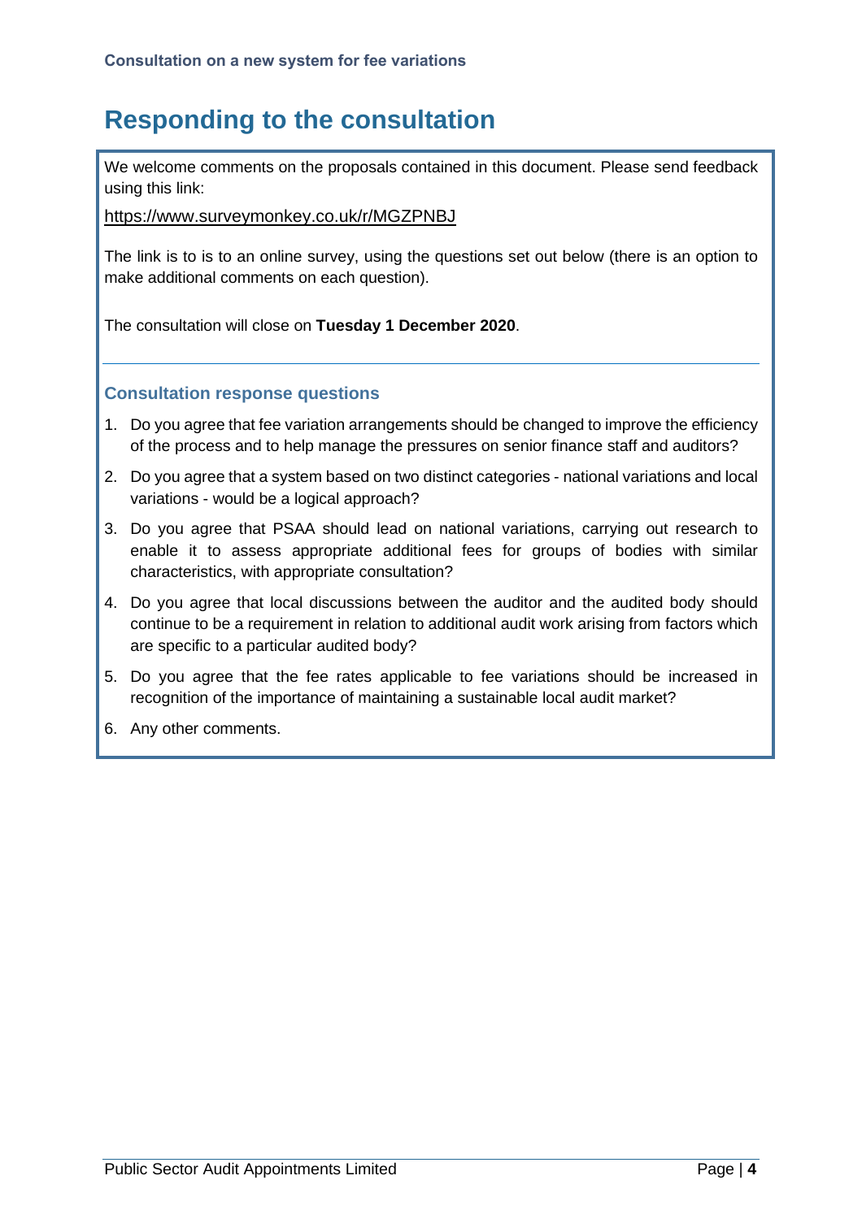# Responding to the consultation

We welcome comments on the proposals contained in this document. Please send feedback using this link:

https://www.surveymonkey.co.uk/r/MGZPNBJ

The link is to is to an online survey, using the questions set out below (there is an option to make additional comments on each question).

The consultation will close on **Tuesday 1 December 2020**.

### Consultation response questions

1. Do you agree that fee variation arrangements should be changed to improve the efficiency of the process and to help manage the pressures on senior finance staff and auditors?
2. Do you agree that a system based on two distinct categories - national variations and local variations - would be a logical approach?
3. Do you agree that PSAA should lead on national variations, carrying out research to enable it to assess appropriate additional fees for groups of bodies with similar characteristics, with appropriate consultation?
4. Do you agree that local discussions between the auditor and the audited body should continue to be a requirement in relation to additional audit work arising from factors which are specific to a particular audited body?
5. Do you agree that the fee rates applicable to fee variations should be increased in recognition of the importance of maintaining a sustainable local audit market?
6. Any other comments.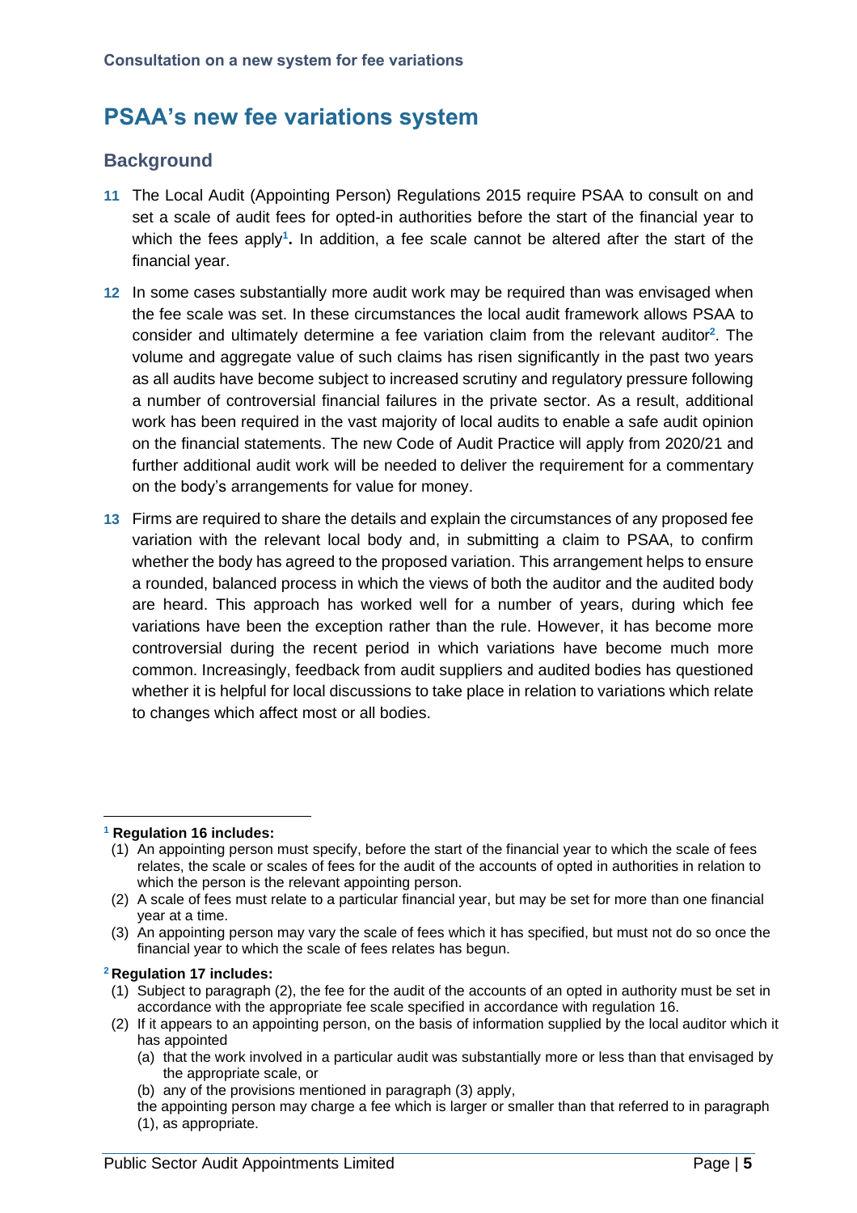# PSAA's new fee variations system

## Background

11 The Local Audit (Appointing Person) Regulations 2015 require PSAA to consult on and set a scale of audit fees for opted-in authorities before the start of the financial year to which the fees apply[1]**.** In addition, a fee scale cannot be altered after the start of the financial year.

12 In some cases substantially more audit work may be required than was envisaged when the fee scale was set. In these circumstances the local audit framework allows PSAA to consider and ultimately determine a fee variation claim from the relevant auditor[2]. The volume and aggregate value of such claims has risen significantly in the past two years as all audits have become subject to increased scrutiny and regulatory pressure following a number of controversial financial failures in the private sector. As a result, additional work has been required in the vast majority of local audits to enable a safe audit opinion on the financial statements. The new Code of Audit Practice will apply from 2020/21 and further additional audit work will be needed to deliver the requirement for a commentary on the body's arrangements for value for money.

13 Firms are required to share the details and explain the circumstances of any proposed fee variation with the relevant local body and, in submitting a claim to PSAA, to confirm whether the body has agreed to the proposed variation. This arrangement helps to ensure a rounded, balanced process in which the views of both the auditor and the audited body are heard. This approach has worked well for a number of years, during which fee variations have been the exception rather than the rule. However, it has become more controversial during the recent period in which variations have become much more common. Increasingly, feedback from audit suppliers and audited bodies has questioned whether it is helpful for local discussions to take place in relation to variations which relate to changes which affect most or all bodies.

---

[1] **Regulation 16 includes:**

(1) An appointing person must specify, before the start of the financial year to which the scale of fees relates, the scale or scales of fees for the audit of the accounts of opted in authorities in relation to which the person is the relevant appointing person.

(2) A scale of fees must relate to a particular financial year, but may be set for more than one financial year at a time.

(3) An appointing person may vary the scale of fees which it has specified, but must not do so once the financial year to which the scale of fees relates has begun.

[2] **Regulation 17 includes:**

(1) Subject to paragraph (2), the fee for the audit of the accounts of an opted in authority must be set in accordance with the appropriate fee scale specified in accordance with regulation 16.

(2) If it appears to an appointing person, on the basis of information supplied by the local auditor which it has appointed

(a) that the work involved in a particular audit was substantially more or less than that envisaged by the appropriate scale, or

(b) any of the provisions mentioned in paragraph (3) apply,

the appointing person may charge a fee which is larger or smaller than that referred to in paragraph (1), as appropriate.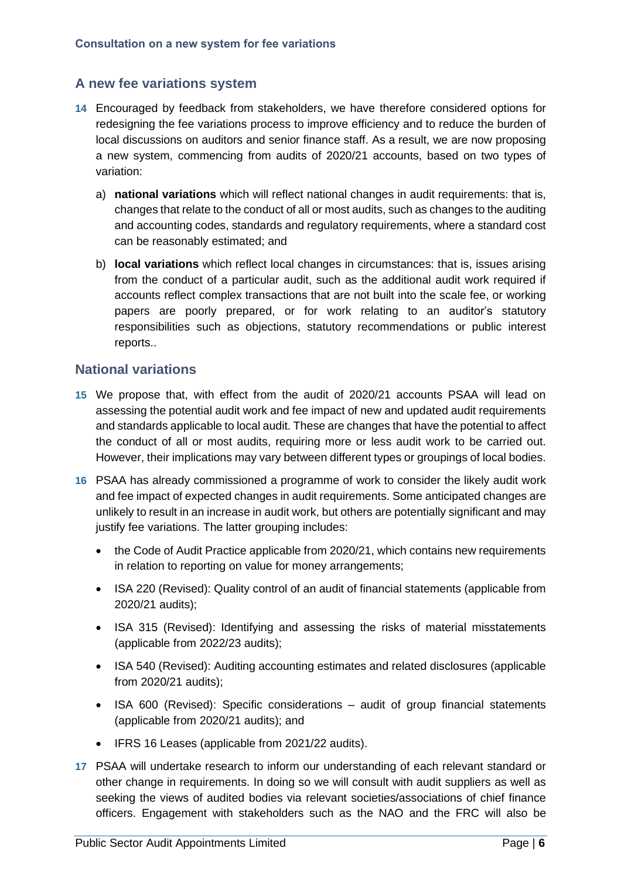## A new fee variations system

**14** Encouraged by feedback from stakeholders, we have therefore considered options for redesigning the fee variations process to improve efficiency and to reduce the burden of local discussions on auditors and senior finance staff. As a result, we are now proposing a new system, commencing from audits of 2020/21 accounts, based on two types of variation:

a) **national variations** which will reflect national changes in audit requirements: that is, changes that relate to the conduct of all or most audits, such as changes to the auditing and accounting codes, standards and regulatory requirements, where a standard cost can be reasonably estimated; and

b) **local variations** which reflect local changes in circumstances: that is, issues arising from the conduct of a particular audit, such as the additional audit work required if accounts reflect complex transactions that are not built into the scale fee, or working papers are poorly prepared, or for work relating to an auditor's statutory responsibilities such as objections, statutory recommendations or public interest reports..

## National variations

**15** We propose that, with effect from the audit of 2020/21 accounts PSAA will lead on assessing the potential audit work and fee impact of new and updated audit requirements and standards applicable to local audit. These are changes that have the potential to affect the conduct of all or most audits, requiring more or less audit work to be carried out. However, their implications may vary between different types or groupings of local bodies.

**16** PSAA has already commissioned a programme of work to consider the likely audit work and fee impact of expected changes in audit requirements. Some anticipated changes are unlikely to result in an increase in audit work, but others are potentially significant and may justify fee variations. The latter grouping includes:

- the Code of Audit Practice applicable from 2020/21, which contains new requirements in relation to reporting on value for money arrangements;
- ISA 220 (Revised): Quality control of an audit of financial statements (applicable from 2020/21 audits);
- ISA 315 (Revised): Identifying and assessing the risks of material misstatements (applicable from 2022/23 audits);
- ISA 540 (Revised): Auditing accounting estimates and related disclosures (applicable from 2020/21 audits);
- ISA 600 (Revised): Specific considerations – audit of group financial statements (applicable from 2020/21 audits); and
- IFRS 16 Leases (applicable from 2021/22 audits).

**17** PSAA will undertake research to inform our understanding of each relevant standard or other change in requirements. In doing so we will consult with audit suppliers as well as seeking the views of audited bodies via relevant societies/associations of chief finance officers. Engagement with stakeholders such as the NAO and the FRC will also be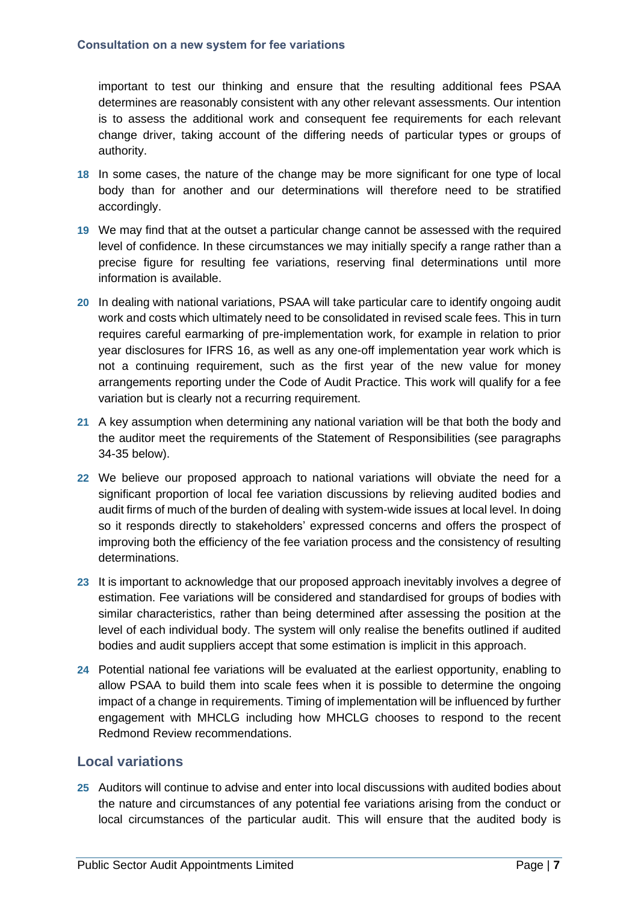important to test our thinking and ensure that the resulting additional fees PSAA determines are reasonably consistent with any other relevant assessments. Our intention is to assess the additional work and consequent fee requirements for each relevant change driver, taking account of the differing needs of particular types or groups of authority.

**18** In some cases, the nature of the change may be more significant for one type of local body than for another and our determinations will therefore need to be stratified accordingly.

**19** We may find that at the outset a particular change cannot be assessed with the required level of confidence. In these circumstances we may initially specify a range rather than a precise figure for resulting fee variations, reserving final determinations until more information is available.

**20** In dealing with national variations, PSAA will take particular care to identify ongoing audit work and costs which ultimately need to be consolidated in revised scale fees. This in turn requires careful earmarking of pre-implementation work, for example in relation to prior year disclosures for IFRS 16, as well as any one-off implementation year work which is not a continuing requirement, such as the first year of the new value for money arrangements reporting under the Code of Audit Practice. This work will qualify for a fee variation but is clearly not a recurring requirement.

**21** A key assumption when determining any national variation will be that both the body and the auditor meet the requirements of the Statement of Responsibilities (see paragraphs 34-35 below).

**22** We believe our proposed approach to national variations will obviate the need for a significant proportion of local fee variation discussions by relieving audited bodies and audit firms of much of the burden of dealing with system-wide issues at local level. In doing so it responds directly to stakeholders' expressed concerns and offers the prospect of improving both the efficiency of the fee variation process and the consistency of resulting determinations.

**23** It is important to acknowledge that our proposed approach inevitably involves a degree of estimation. Fee variations will be considered and standardised for groups of bodies with similar characteristics, rather than being determined after assessing the position at the level of each individual body. The system will only realise the benefits outlined if audited bodies and audit suppliers accept that some estimation is implicit in this approach.

**24** Potential national fee variations will be evaluated at the earliest opportunity, enabling to allow PSAA to build them into scale fees when it is possible to determine the ongoing impact of a change in requirements. Timing of implementation will be influenced by further engagement with MHCLG including how MHCLG chooses to respond to the recent Redmond Review recommendations.

## Local variations

**25** Auditors will continue to advise and enter into local discussions with audited bodies about the nature and circumstances of any potential fee variations arising from the conduct or local circumstances of the particular audit. This will ensure that the audited body is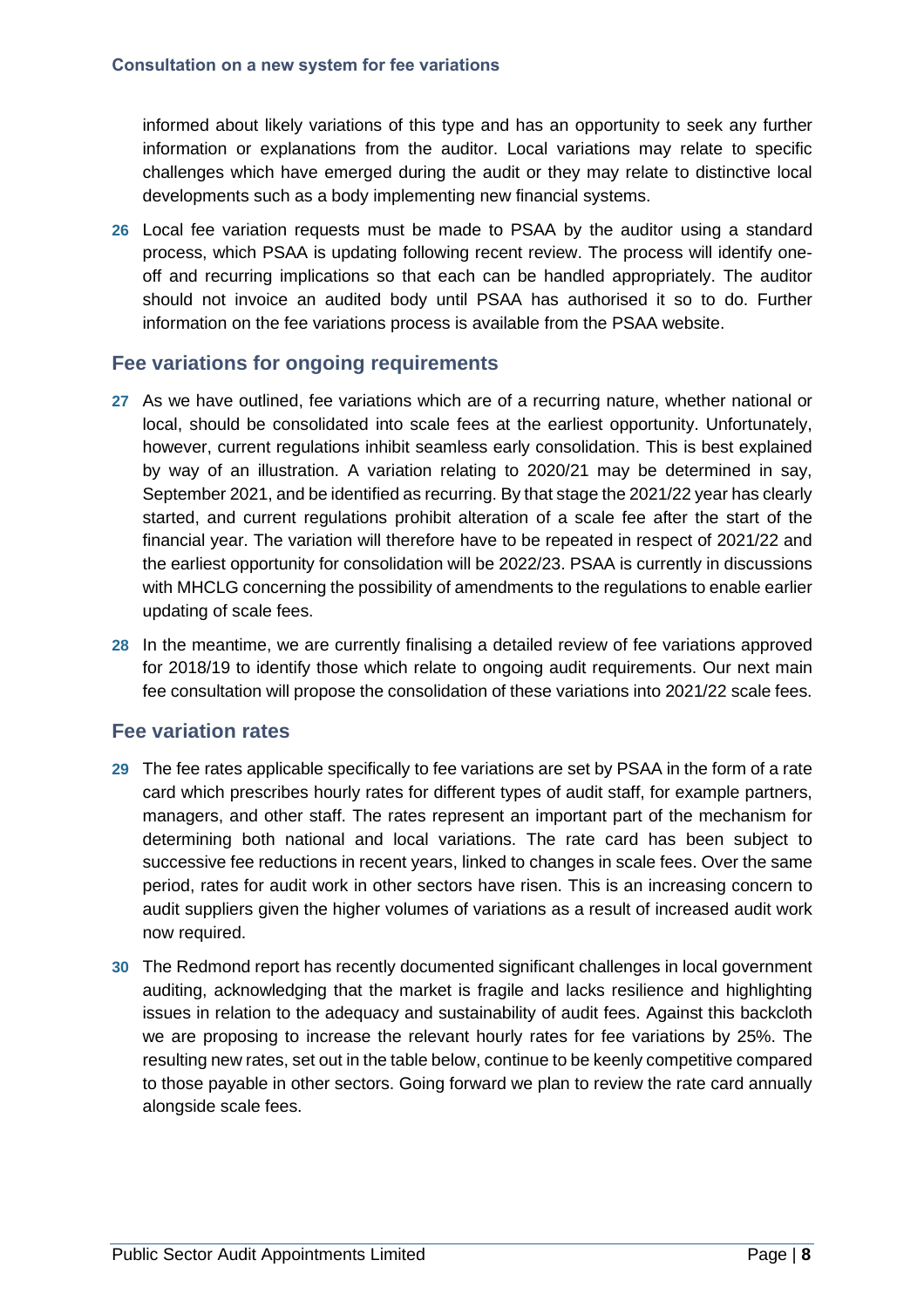informed about likely variations of this type and has an opportunity to seek any further information or explanations from the auditor. Local variations may relate to specific challenges which have emerged during the audit or they may relate to distinctive local developments such as a body implementing new financial systems.

**26** Local fee variation requests must be made to PSAA by the auditor using a standard process, which PSAA is updating following recent review. The process will identify one-off and recurring implications so that each can be handled appropriately. The auditor should not invoice an audited body until PSAA has authorised it so to do. Further information on the fee variations process is available from the PSAA website.

## Fee variations for ongoing requirements

**27** As we have outlined, fee variations which are of a recurring nature, whether national or local, should be consolidated into scale fees at the earliest opportunity. Unfortunately, however, current regulations inhibit seamless early consolidation. This is best explained by way of an illustration. A variation relating to 2020/21 may be determined in say, September 2021, and be identified as recurring. By that stage the 2021/22 year has clearly started, and current regulations prohibit alteration of a scale fee after the start of the financial year. The variation will therefore have to be repeated in respect of 2021/22 and the earliest opportunity for consolidation will be 2022/23. PSAA is currently in discussions with MHCLG concerning the possibility of amendments to the regulations to enable earlier updating of scale fees.

**28** In the meantime, we are currently finalising a detailed review of fee variations approved for 2018/19 to identify those which relate to ongoing audit requirements. Our next main fee consultation will propose the consolidation of these variations into 2021/22 scale fees.

## Fee variation rates

**29** The fee rates applicable specifically to fee variations are set by PSAA in the form of a rate card which prescribes hourly rates for different types of audit staff, for example partners, managers, and other staff. The rates represent an important part of the mechanism for determining both national and local variations. The rate card has been subject to successive fee reductions in recent years, linked to changes in scale fees. Over the same period, rates for audit work in other sectors have risen. This is an increasing concern to audit suppliers given the higher volumes of variations as a result of increased audit work now required.

**30** The Redmond report has recently documented significant challenges in local government auditing, acknowledging that the market is fragile and lacks resilience and highlighting issues in relation to the adequacy and sustainability of audit fees. Against this backcloth we are proposing to increase the relevant hourly rates for fee variations by 25%. The resulting new rates, set out in the table below, continue to be keenly competitive compared to those payable in other sectors. Going forward we plan to review the rate card annually alongside scale fees.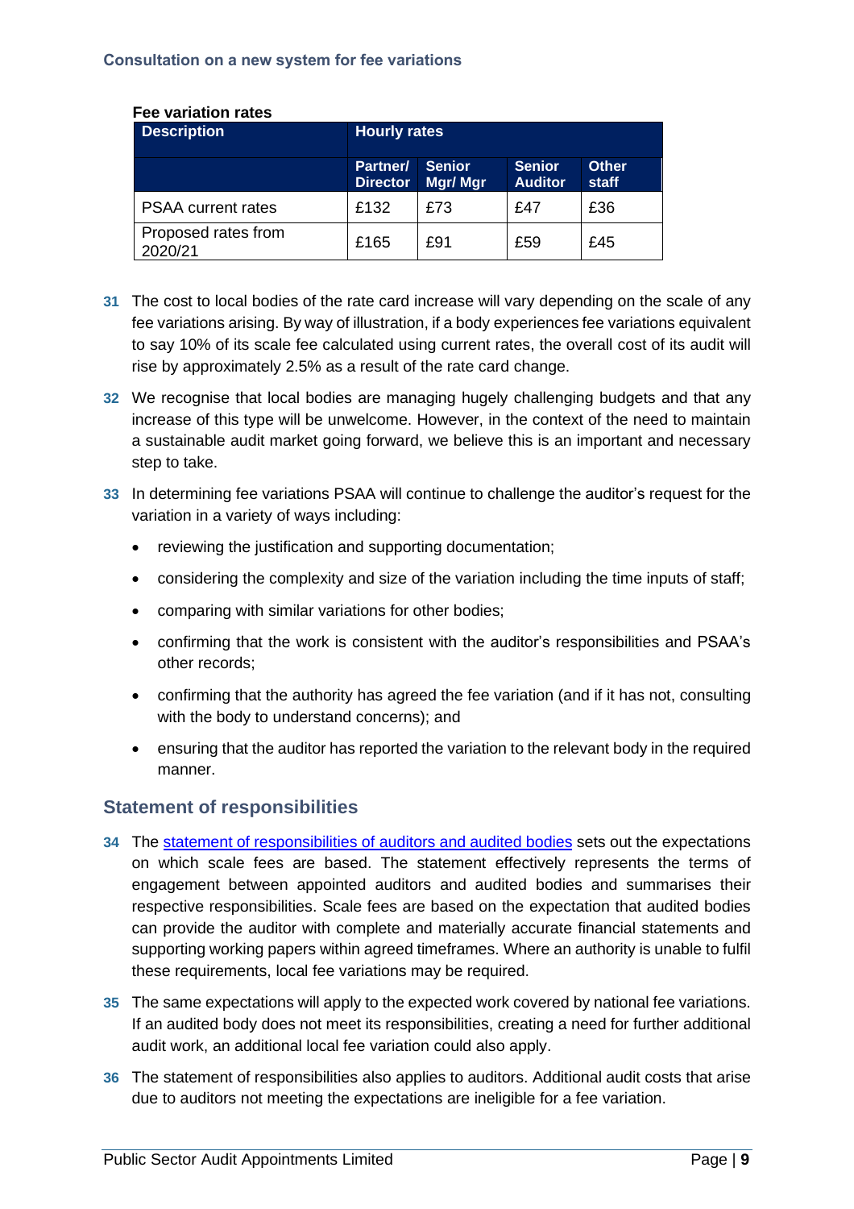**Fee variation rates**

| Description | Hourly rates | | | |
|---|---|---|---|---|
| | Partner/ Director | Senior Mgr/ Mgr | Senior Auditor | Other staff |
| PSAA current rates | £132 | £73 | £47 | £36 |
| Proposed rates from 2020/21 | £165 | £91 | £59 | £45 |

31 The cost to local bodies of the rate card increase will vary depending on the scale of any fee variations arising. By way of illustration, if a body experiences fee variations equivalent to say 10% of its scale fee calculated using current rates, the overall cost of its audit will rise by approximately 2.5% as a result of the rate card change.

32 We recognise that local bodies are managing hugely challenging budgets and that any increase of this type will be unwelcome. However, in the context of the need to maintain a sustainable audit market going forward, we believe this is an important and necessary step to take.

33 In determining fee variations PSAA will continue to challenge the auditor's request for the variation in a variety of ways including:

- reviewing the justification and supporting documentation;
- considering the complexity and size of the variation including the time inputs of staff;
- comparing with similar variations for other bodies;
- confirming that the work is consistent with the auditor's responsibilities and PSAA's other records;
- confirming that the authority has agreed the fee variation (and if it has not, consulting with the body to understand concerns); and
- ensuring that the auditor has reported the variation to the relevant body in the required manner.

## Statement of responsibilities

34 The statement of responsibilities of auditors and audited bodies sets out the expectations on which scale fees are based. The statement effectively represents the terms of engagement between appointed auditors and audited bodies and summarises their respective responsibilities. Scale fees are based on the expectation that audited bodies can provide the auditor with complete and materially accurate financial statements and supporting working papers within agreed timeframes. Where an authority is unable to fulfil these requirements, local fee variations may be required.

35 The same expectations will apply to the expected work covered by national fee variations. If an audited body does not meet its responsibilities, creating a need for further additional audit work, an additional local fee variation could also apply.

36 The statement of responsibilities also applies to auditors. Additional audit costs that arise due to auditors not meeting the expectations are ineligible for a fee variation.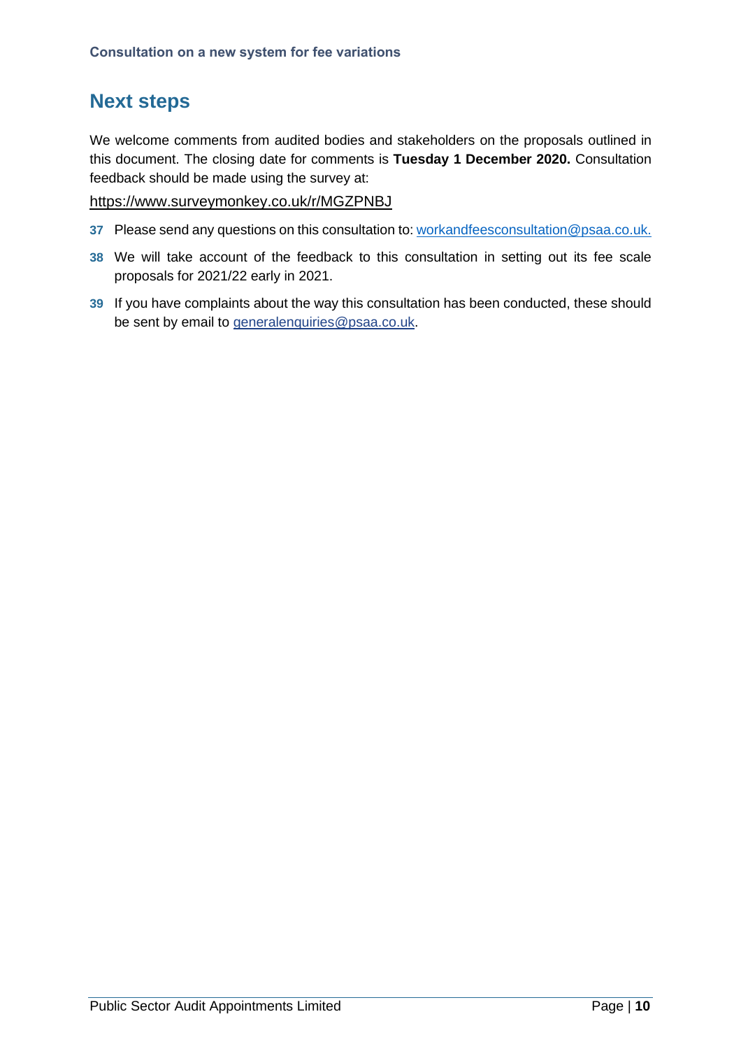## Next steps

We welcome comments from audited bodies and stakeholders on the proposals outlined in this document. The closing date for comments is **Tuesday 1 December 2020.** Consultation feedback should be made using the survey at:

https://www.surveymonkey.co.uk/r/MGZPNBJ

**37** Please send any questions on this consultation to: workandfeesconsultation@psaa.co.uk.

**38** We will take account of the feedback to this consultation in setting out its fee scale proposals for 2021/22 early in 2021.

**39** If you have complaints about the way this consultation has been conducted, these should be sent by email to generalenquiries@psaa.co.uk.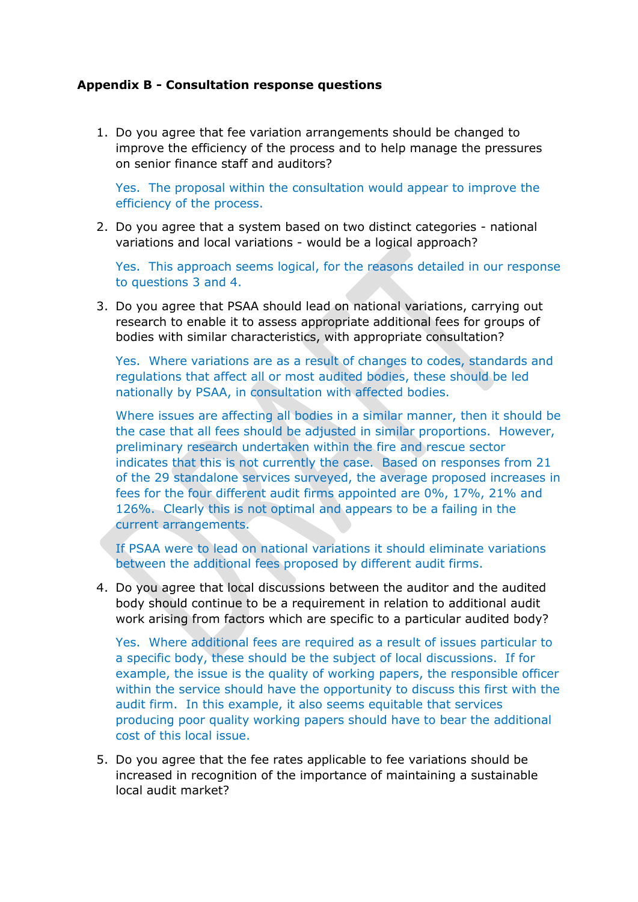**Appendix B - Consultation response questions**

1. Do you agree that fee variation arrangements should be changed to improve the efficiency of the process and to help manage the pressures on senior finance staff and auditors?

   Yes. The proposal within the consultation would appear to improve the efficiency of the process.

2. Do you agree that a system based on two distinct categories - national variations and local variations - would be a logical approach?

   Yes. This approach seems logical, for the reasons detailed in our response to questions 3 and 4.

3. Do you agree that PSAA should lead on national variations, carrying out research to enable it to assess appropriate additional fees for groups of bodies with similar characteristics, with appropriate consultation?

   Yes. Where variations are as a result of changes to codes, standards and regulations that affect all or most audited bodies, these should be led nationally by PSAA, in consultation with affected bodies.

   Where issues are affecting all bodies in a similar manner, then it should be the case that all fees should be adjusted in similar proportions. However, preliminary research undertaken within the fire and rescue sector indicates that this is not currently the case. Based on responses from 21 of the 29 standalone services surveyed, the average proposed increases in fees for the four different audit firms appointed are 0%, 17%, 21% and 126%. Clearly this is not optimal and appears to be a failing in the current arrangements.

   If PSAA were to lead on national variations it should eliminate variations between the additional fees proposed by different audit firms.

4. Do you agree that local discussions between the auditor and the audited body should continue to be a requirement in relation to additional audit work arising from factors which are specific to a particular audited body?

   Yes. Where additional fees are required as a result of issues particular to a specific body, these should be the subject of local discussions. If for example, the issue is the quality of working papers, the responsible officer within the service should have the opportunity to discuss this first with the audit firm. In this example, it also seems equitable that services producing poor quality working papers should have to bear the additional cost of this local issue.

5. Do you agree that the fee rates applicable to fee variations should be increased in recognition of the importance of maintaining a sustainable local audit market?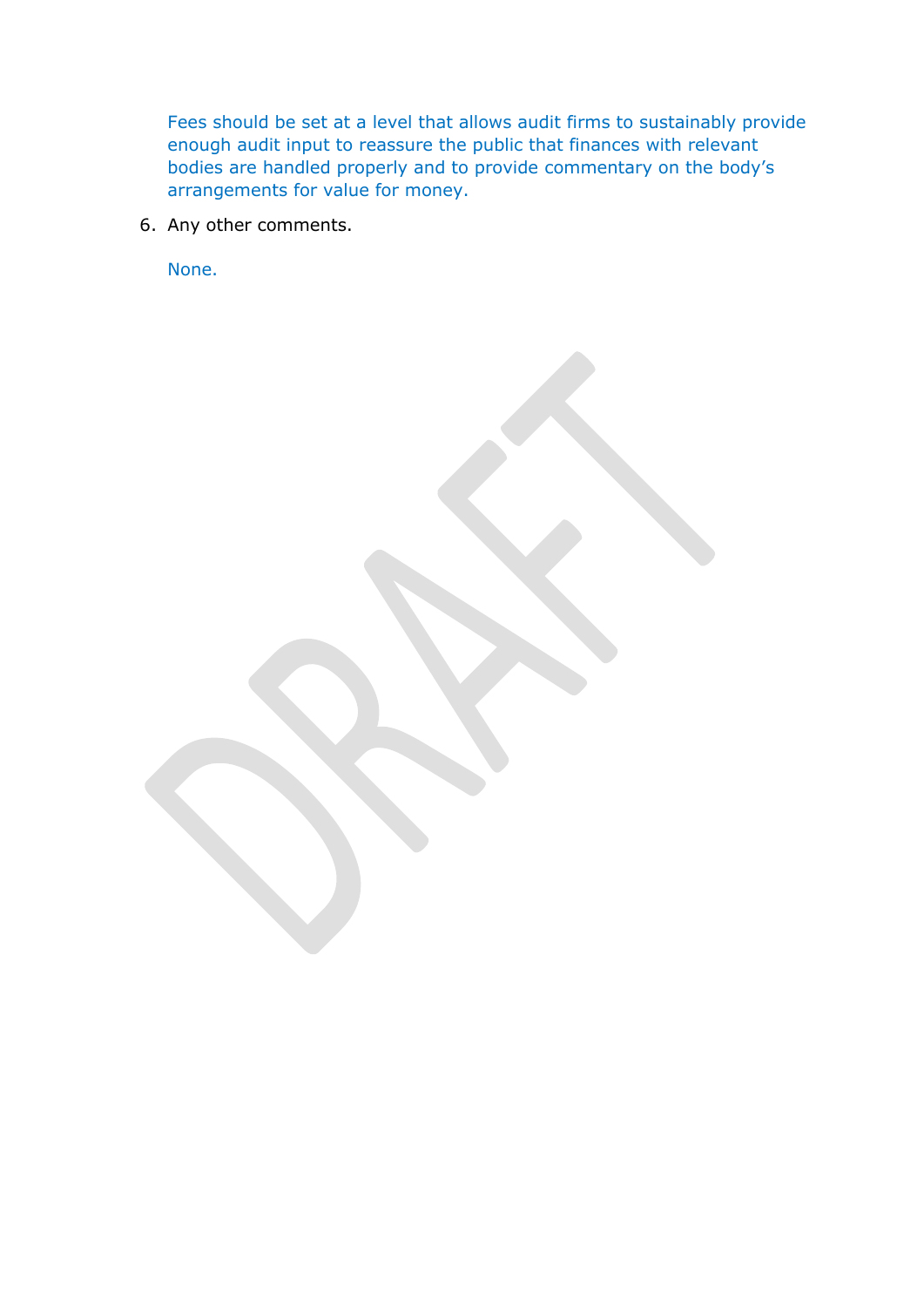Fees should be set at a level that allows audit firms to sustainably provide enough audit input to reassure the public that finances with relevant bodies are handled properly and to provide commentary on the body's arrangements for value for money.

6. Any other comments.

   None.